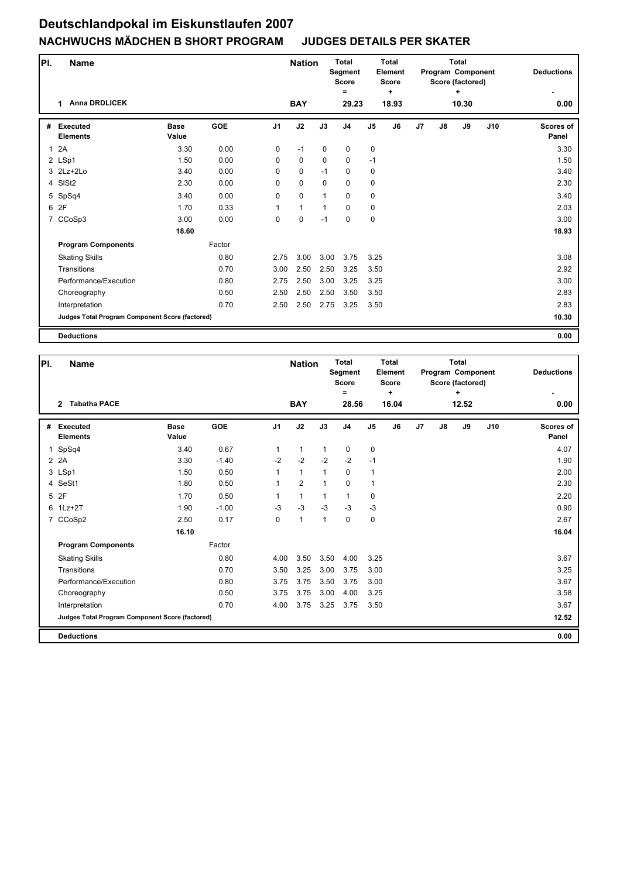# Deutschlandpokal im Eiskunstlaufen 2007

## NACHWUCHS MÄDCHEN B SHORT PROGRAM JUDGES DETAILS PER SKATER

| Pl. | Name | Nation | Total Segment Score = | Total Element Score + | Total Program Component Score (factored) + | Deductions - |
|---|---|---|---|---|---|---|
| 1 | Anna DRDLICEK | BAY | 29.23 | 18.93 | 10.30 | 0.00 |

| # | Executed Elements | Base Value | GOE | J1 | J2 | J3 | J4 | J5 | J6 | J7 | J8 | J9 | J10 | Scores of Panel |
|---|---|---|---|---|---|---|---|---|---|---|---|---|---|---|
| 1 | 2A | 3.30 | 0.00 | 0 | -1 | 0 | 0 | 0 | | | | | | 3.30 |
| 2 | LSp1 | 1.50 | 0.00 | 0 | 0 | 0 | 0 | -1 | | | | | | 1.50 |
| 3 | 2Lz+2Lo | 3.40 | 0.00 | 0 | 0 | -1 | 0 | 0 | | | | | | 3.40 |
| 4 | SlSt2 | 2.30 | 0.00 | 0 | 0 | 0 | 0 | 0 | | | | | | 2.30 |
| 5 | SpSq4 | 3.40 | 0.00 | 0 | 0 | 1 | 0 | 0 | | | | | | 3.40 |
| 6 | 2F | 1.70 | 0.33 | 1 | 1 | 1 | 0 | 0 | | | | | | 2.03 |
| 7 | CCoSp3 | 3.00 | 0.00 | 0 | 0 | -1 | 0 | 0 | | | | | | 3.00 |
| | | 18.60 | | | | | | | | | | | | 18.93 |
| | **Program Components** | | Factor | | | | | | | | | | | |
| | Skating Skills | | 0.80 | 2.75 | 3.00 | 3.00 | 3.75 | 3.25 | | | | | | 3.08 |
| | Transitions | | 0.70 | 3.00 | 2.50 | 2.50 | 3.25 | 3.50 | | | | | | 2.92 |
| | Performance/Execution | | 0.80 | 2.75 | 2.50 | 3.00 | 3.25 | 3.25 | | | | | | 3.00 |
| | Choreography | | 0.50 | 2.50 | 2.50 | 2.50 | 3.50 | 3.50 | | | | | | 2.83 |
| | Interpretation | | 0.70 | 2.50 | 2.50 | 2.75 | 3.25 | 3.50 | | | | | | 2.83 |
| | **Judges Total Program Component Score (factored)** | | | | | | | | | | | | | 10.30 |
| | **Deductions** | | | | | | | | | | | | | 0.00 |

| Pl. | Name | Nation | Total Segment Score = | Total Element Score + | Total Program Component Score (factored) + | Deductions - |
|---|---|---|---|---|---|---|
| 2 | Tabatha PACE | BAY | 28.56 | 16.04 | 12.52 | 0.00 |

| # | Executed Elements | Base Value | GOE | J1 | J2 | J3 | J4 | J5 | J6 | J7 | J8 | J9 | J10 | Scores of Panel |
|---|---|---|---|---|---|---|---|---|---|---|---|---|---|---|
| 1 | SpSq4 | 3.40 | 0.67 | 1 | 1 | 1 | 0 | 0 | | | | | | 4.07 |
| 2 | 2A | 3.30 | -1.40 | -2 | -2 | -2 | -2 | -1 | | | | | | 1.90 |
| 3 | LSp1 | 1.50 | 0.50 | 1 | 1 | 1 | 0 | 1 | | | | | | 2.00 |
| 4 | SeSt1 | 1.80 | 0.50 | 1 | 2 | 1 | 0 | 1 | | | | | | 2.30 |
| 5 | 2F | 1.70 | 0.50 | 1 | 1 | 1 | 1 | 0 | | | | | | 2.20 |
| 6 | 1Lz+2T | 1.90 | -1.00 | -3 | -3 | -3 | -3 | -3 | | | | | | 0.90 |
| 7 | CCoSp2 | 2.50 | 0.17 | 0 | 1 | 1 | 0 | 0 | | | | | | 2.67 |
| | | 16.10 | | | | | | | | | | | | 16.04 |
| | **Program Components** | | Factor | | | | | | | | | | | |
| | Skating Skills | | 0.80 | 4.00 | 3.50 | 3.50 | 4.00 | 3.25 | | | | | | 3.67 |
| | Transitions | | 0.70 | 3.50 | 3.25 | 3.00 | 3.75 | 3.00 | | | | | | 3.25 |
| | Performance/Execution | | 0.80 | 3.75 | 3.75 | 3.50 | 3.75 | 3.00 | | | | | | 3.67 |
| | Choreography | | 0.50 | 3.75 | 3.75 | 3.00 | 4.00 | 3.25 | | | | | | 3.58 |
| | Interpretation | | 0.70 | 4.00 | 3.75 | 3.25 | 3.75 | 3.50 | | | | | | 3.67 |
| | **Judges Total Program Component Score (factored)** | | | | | | | | | | | | | 12.52 |
| | **Deductions** | | | | | | | | | | | | | 0.00 |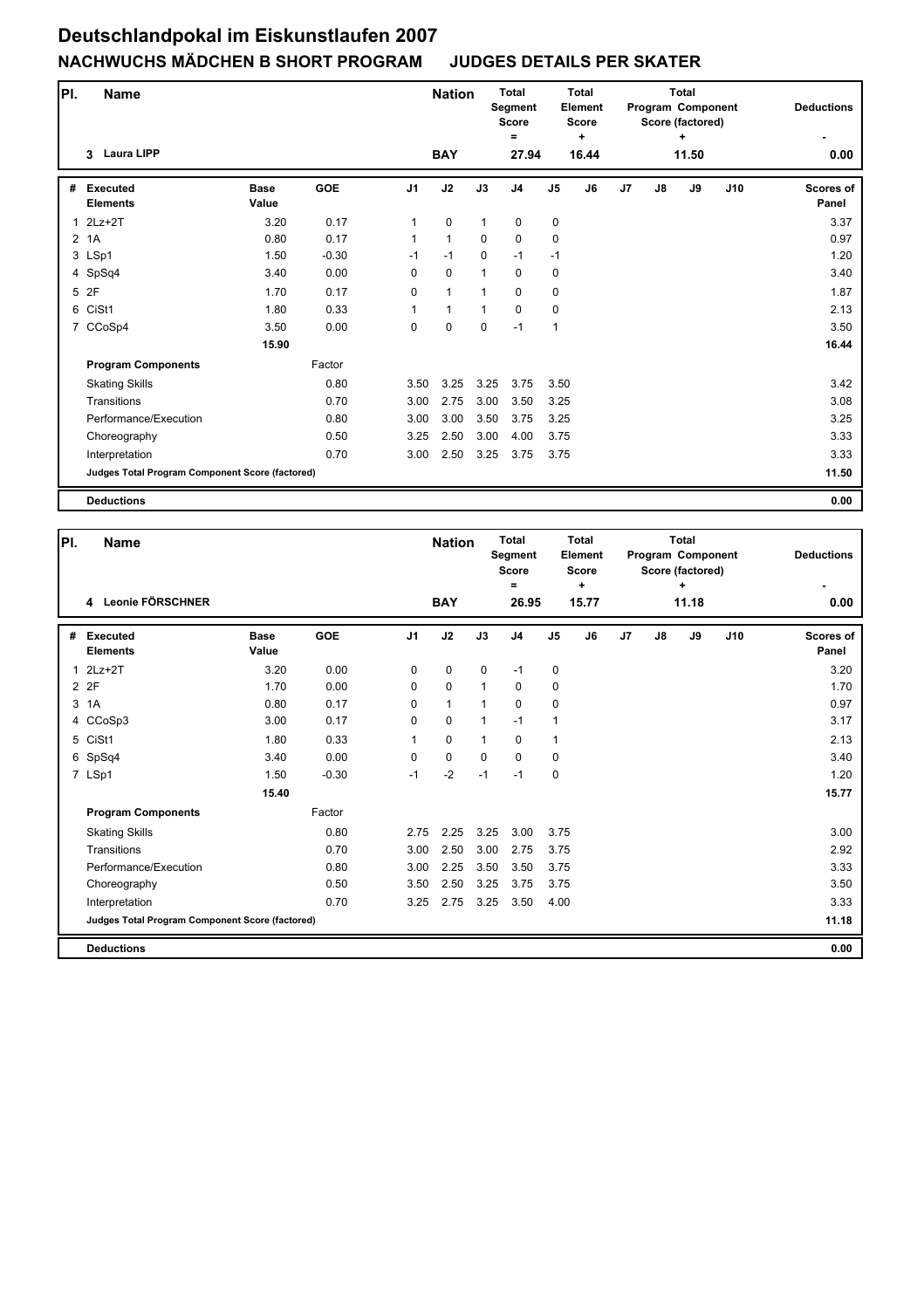# Deutschlandpokal im Eiskunstlaufen 2007

## NACHWUCHS MÄDCHEN B SHORT PROGRAM    JUDGES DETAILS PER SKATER

| Pl. | Name | Nation | Total Segment Score = | Total Element Score + | Total Program Component Score (factored) + | Deductions - |
|---|---|---|---|---|---|---|
| 3 | Laura LIPP | BAY | 27.94 | 16.44 | 11.50 | 0.00 |

| # | Executed Elements | Base Value | GOE | J1 | J2 | J3 | J4 | J5 | J6 | J7 | J8 | J9 | J10 | Scores of Panel |
|---|---|---|---|---|---|---|---|---|---|---|---|---|---|---|
| 1 | 2Lz+2T | 3.20 | 0.17 | 1 | 0 | 1 | 0 | 0 | | | | | | 3.37 |
| 2 | 1A | 0.80 | 0.17 | 1 | 1 | 0 | 0 | 0 | | | | | | 0.97 |
| 3 | LSp1 | 1.50 | -0.30 | -1 | -1 | 0 | -1 | -1 | | | | | | 1.20 |
| 4 | SpSq4 | 3.40 | 0.00 | 0 | 0 | 1 | 0 | 0 | | | | | | 3.40 |
| 5 | 2F | 1.70 | 0.17 | 0 | 1 | 1 | 0 | 0 | | | | | | 1.87 |
| 6 | CiSt1 | 1.80 | 0.33 | 1 | 1 | 1 | 0 | 0 | | | | | | 2.13 |
| 7 | CCoSp4 | 3.50 | 0.00 | 0 | 0 | 0 | -1 | 1 | | | | | | 3.50 |
| | | 15.90 | | | | | | | | | | | | 16.44 |
| | **Program Components** | | Factor | | | | | | | | | | | |
| | Skating Skills | | 0.80 | 3.50 | 3.25 | 3.25 | 3.75 | 3.50 | | | | | | 3.42 |
| | Transitions | | 0.70 | 3.00 | 2.75 | 3.00 | 3.50 | 3.25 | | | | | | 3.08 |
| | Performance/Execution | | 0.80 | 3.00 | 3.00 | 3.50 | 3.75 | 3.25 | | | | | | 3.25 |
| | Choreography | | 0.50 | 3.25 | 2.50 | 3.00 | 4.00 | 3.75 | | | | | | 3.33 |
| | Interpretation | | 0.70 | 3.00 | 2.50 | 3.25 | 3.75 | 3.75 | | | | | | 3.33 |
| | **Judges Total Program Component Score (factored)** | | | | | | | | | | | | | 11.50 |
| | **Deductions** | | | | | | | | | | | | | 0.00 |

| Pl. | Name | Nation | Total Segment Score = | Total Element Score + | Total Program Component Score (factored) + | Deductions - |
|---|---|---|---|---|---|---|
| 4 | Leonie FÖRSCHNER | BAY | 26.95 | 15.77 | 11.18 | 0.00 |

| # | Executed Elements | Base Value | GOE | J1 | J2 | J3 | J4 | J5 | J6 | J7 | J8 | J9 | J10 | Scores of Panel |
|---|---|---|---|---|---|---|---|---|---|---|---|---|---|---|
| 1 | 2Lz+2T | 3.20 | 0.00 | 0 | 0 | 0 | -1 | 0 | | | | | | 3.20 |
| 2 | 2F | 1.70 | 0.00 | 0 | 0 | 1 | 0 | 0 | | | | | | 1.70 |
| 3 | 1A | 0.80 | 0.17 | 0 | 1 | 1 | 0 | 0 | | | | | | 0.97 |
| 4 | CCoSp3 | 3.00 | 0.17 | 0 | 0 | 1 | -1 | 1 | | | | | | 3.17 |
| 5 | CiSt1 | 1.80 | 0.33 | 1 | 0 | 1 | 0 | 1 | | | | | | 2.13 |
| 6 | SpSq4 | 3.40 | 0.00 | 0 | 0 | 0 | 0 | 0 | | | | | | 3.40 |
| 7 | LSp1 | 1.50 | -0.30 | -1 | -2 | -1 | -1 | 0 | | | | | | 1.20 |
| | | 15.40 | | | | | | | | | | | | 15.77 |
| | **Program Components** | | Factor | | | | | | | | | | | |
| | Skating Skills | | 0.80 | 2.75 | 2.25 | 3.25 | 3.00 | 3.75 | | | | | | 3.00 |
| | Transitions | | 0.70 | 3.00 | 2.50 | 3.00 | 2.75 | 3.75 | | | | | | 2.92 |
| | Performance/Execution | | 0.80 | 3.00 | 2.25 | 3.50 | 3.50 | 3.75 | | | | | | 3.33 |
| | Choreography | | 0.50 | 3.50 | 2.50 | 3.25 | 3.75 | 3.75 | | | | | | 3.50 |
| | Interpretation | | 0.70 | 3.25 | 2.75 | 3.25 | 3.50 | 4.00 | | | | | | 3.33 |
| | **Judges Total Program Component Score (factored)** | | | | | | | | | | | | | 11.18 |
| | **Deductions** | | | | | | | | | | | | | 0.00 |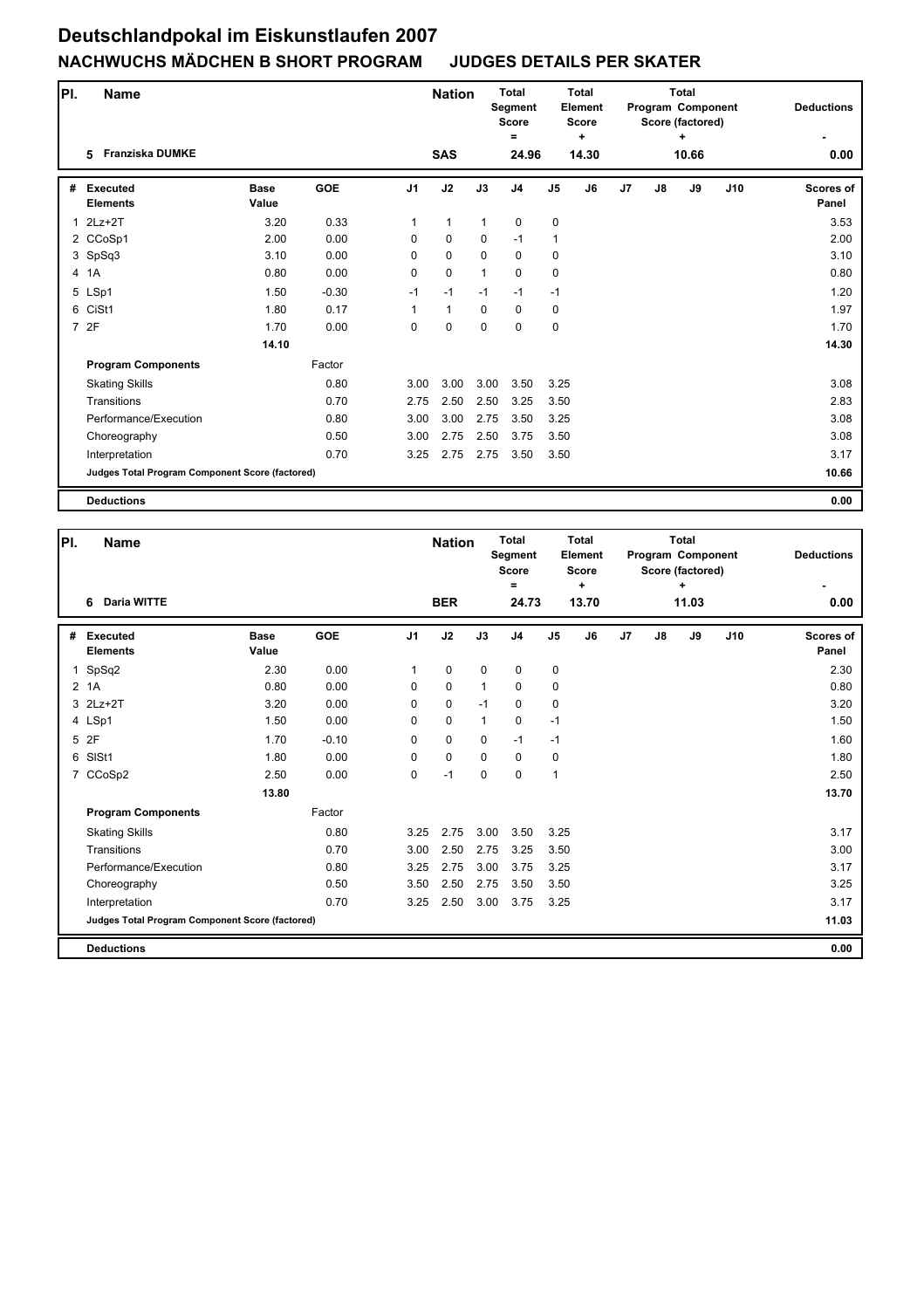# Deutschlandpokal im Eiskunstlaufen 2007

## NACHWUCHS MÄDCHEN B SHORT PROGRAM JUDGES DETAILS PER SKATER

| Pl. | Name | Nation | Total Segment Score = | Total Element Score + | Total Program Component Score (factored) + | Deductions - |
|---|---|---|---|---|---|---|
| 5 | Franziska DUMKE | SAS | 24.96 | 14.30 | 10.66 | 0.00 |

| # | Executed Elements | Base Value | GOE | J1 | J2 | J3 | J4 | J5 | J6 | J7 | J8 | J9 | J10 | Scores of Panel |
|---|---|---|---|---|---|---|---|---|---|---|---|---|---|---|
| 1 | 2Lz+2T | 3.20 | 0.33 | 1 | 1 | 1 | 0 | 0 | | | | | | 3.53 |
| 2 | CCoSp1 | 2.00 | 0.00 | 0 | 0 | 0 | -1 | 1 | | | | | | 2.00 |
| 3 | SpSq3 | 3.10 | 0.00 | 0 | 0 | 0 | 0 | 0 | | | | | | 3.10 |
| 4 | 1A | 0.80 | 0.00 | 0 | 0 | 1 | 0 | 0 | | | | | | 0.80 |
| 5 | LSp1 | 1.50 | -0.30 | -1 | -1 | -1 | -1 | -1 | | | | | | 1.20 |
| 6 | CiSt1 | 1.80 | 0.17 | 1 | 1 | 0 | 0 | 0 | | | | | | 1.97 |
| 7 | 2F | 1.70 | 0.00 | 0 | 0 | 0 | 0 | 0 | | | | | | 1.70 |
| | | 14.10 | | | | | | | | | | | | 14.30 |
| | **Program Components** | | Factor | | | | | | | | | | | |
| | Skating Skills | | 0.80 | 3.00 | 3.00 | 3.00 | 3.50 | 3.25 | | | | | | 3.08 |
| | Transitions | | 0.70 | 2.75 | 2.50 | 2.50 | 3.25 | 3.50 | | | | | | 2.83 |
| | Performance/Execution | | 0.80 | 3.00 | 3.00 | 2.75 | 3.50 | 3.25 | | | | | | 3.08 |
| | Choreography | | 0.50 | 3.00 | 2.75 | 2.50 | 3.75 | 3.50 | | | | | | 3.08 |
| | Interpretation | | 0.70 | 3.25 | 2.75 | 2.75 | 3.50 | 3.50 | | | | | | 3.17 |
| | Judges Total Program Component Score (factored) | | | | | | | | | | | | | 10.66 |
| | **Deductions** | | | | | | | | | | | | | 0.00 |

| Pl. | Name | Nation | Total Segment Score = | Total Element Score + | Total Program Component Score (factored) + | Deductions - |
|---|---|---|---|---|---|---|
| 6 | Daria WITTE | BER | 24.73 | 13.70 | 11.03 | 0.00 |

| # | Executed Elements | Base Value | GOE | J1 | J2 | J3 | J4 | J5 | J6 | J7 | J8 | J9 | J10 | Scores of Panel |
|---|---|---|---|---|---|---|---|---|---|---|---|---|---|---|
| 1 | SpSq2 | 2.30 | 0.00 | 1 | 0 | 0 | 0 | 0 | | | | | | 2.30 |
| 2 | 1A | 0.80 | 0.00 | 0 | 0 | 1 | 0 | 0 | | | | | | 0.80 |
| 3 | 2Lz+2T | 3.20 | 0.00 | 0 | 0 | -1 | 0 | 0 | | | | | | 3.20 |
| 4 | LSp1 | 1.50 | 0.00 | 0 | 0 | 1 | 0 | -1 | | | | | | 1.50 |
| 5 | 2F | 1.70 | -0.10 | 0 | 0 | 0 | -1 | -1 | | | | | | 1.60 |
| 6 | SlSt1 | 1.80 | 0.00 | 0 | 0 | 0 | 0 | 0 | | | | | | 1.80 |
| 7 | CCoSp2 | 2.50 | 0.00 | 0 | -1 | 0 | 0 | 1 | | | | | | 2.50 |
| | | 13.80 | | | | | | | | | | | | 13.70 |
| | **Program Components** | | Factor | | | | | | | | | | | |
| | Skating Skills | | 0.80 | 3.25 | 2.75 | 3.00 | 3.50 | 3.25 | | | | | | 3.17 |
| | Transitions | | 0.70 | 3.00 | 2.50 | 2.75 | 3.25 | 3.50 | | | | | | 3.00 |
| | Performance/Execution | | 0.80 | 3.25 | 2.75 | 3.00 | 3.75 | 3.25 | | | | | | 3.17 |
| | Choreography | | 0.50 | 3.50 | 2.50 | 2.75 | 3.50 | 3.50 | | | | | | 3.25 |
| | Interpretation | | 0.70 | 3.25 | 2.50 | 3.00 | 3.75 | 3.25 | | | | | | 3.17 |
| | Judges Total Program Component Score (factored) | | | | | | | | | | | | | 11.03 |
| | **Deductions** | | | | | | | | | | | | | 0.00 |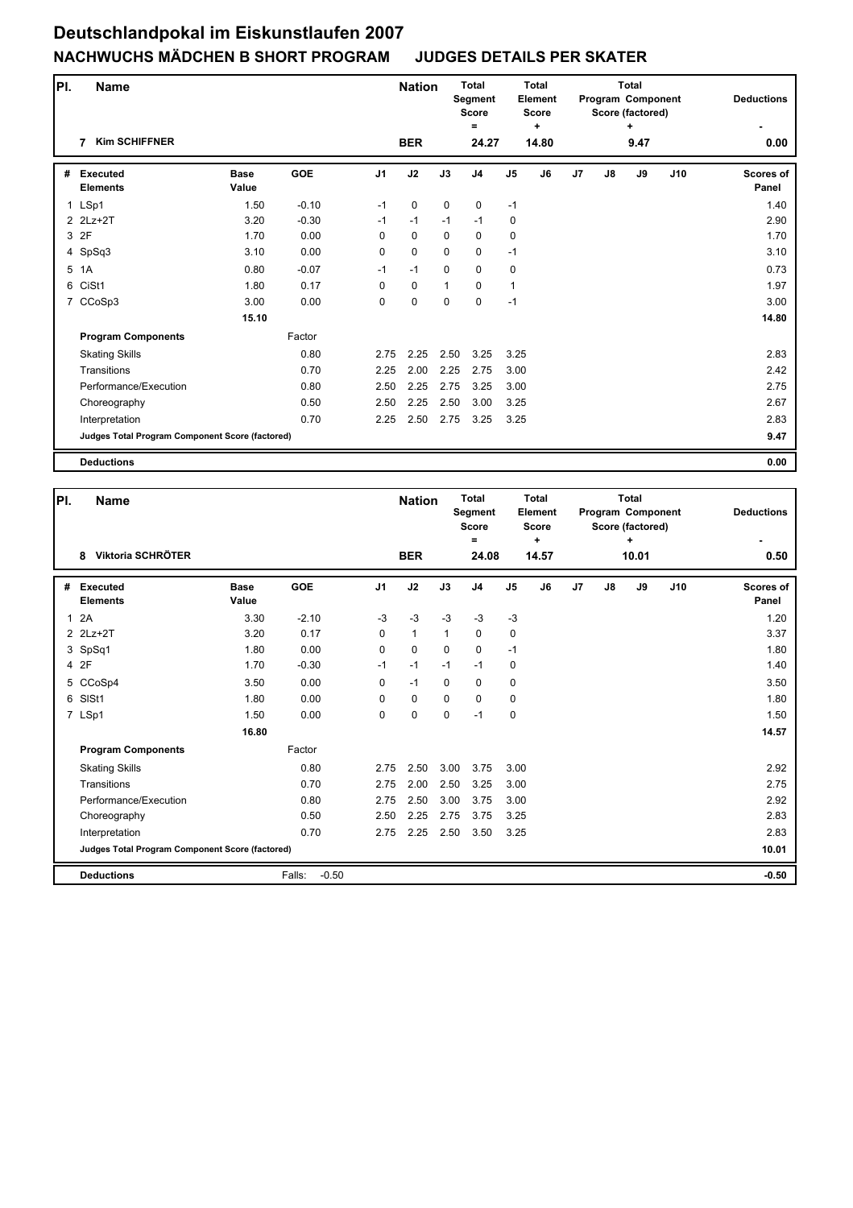# Deutschlandpokal im Eiskunstlaufen 2007

## NACHWUCHS MÄDCHEN B SHORT PROGRAM JUDGES DETAILS PER SKATER

| Pl. | Name | Nation | Total Segment Score = | Total Element Score + | Total Program Component Score (factored) + | Deductions - |
|---|---|---|---|---|---|---|
| 7 | Kim SCHIFFNER | BER | 24.27 | 14.80 | 9.47 | 0.00 |

| # | Executed Elements | Base Value | GOE | J1 | J2 | J3 | J4 | J5 | J6 | J7 | J8 | J9 | J10 | Scores of Panel |
|---|---|---|---|---|---|---|---|---|---|---|---|---|---|---|
| 1 | LSp1 | 1.50 | -0.10 | -1 | 0 | 0 | 0 | -1 | | | | | | 1.40 |
| 2 | 2Lz+2T | 3.20 | -0.30 | -1 | -1 | -1 | -1 | 0 | | | | | | 2.90 |
| 3 | 2F | 1.70 | 0.00 | 0 | 0 | 0 | 0 | 0 | | | | | | 1.70 |
| 4 | SpSq3 | 3.10 | 0.00 | 0 | 0 | 0 | 0 | -1 | | | | | | 3.10 |
| 5 | 1A | 0.80 | -0.07 | -1 | -1 | 0 | 0 | 0 | | | | | | 0.73 |
| 6 | CiSt1 | 1.80 | 0.17 | 0 | 0 | 1 | 0 | 1 | | | | | | 1.97 |
| 7 | CCoSp3 | 3.00 | 0.00 | 0 | 0 | 0 | 0 | -1 | | | | | | 3.00 |
| | | 15.10 | | | | | | | | | | | | 14.80 |
| | **Program Components** | | Factor | | | | | | | | | | | |
| | Skating Skills | | 0.80 | 2.75 | 2.25 | 2.50 | 3.25 | 3.25 | | | | | | 2.83 |
| | Transitions | | 0.70 | 2.25 | 2.00 | 2.25 | 2.75 | 3.00 | | | | | | 2.42 |
| | Performance/Execution | | 0.80 | 2.50 | 2.25 | 2.75 | 3.25 | 3.00 | | | | | | 2.75 |
| | Choreography | | 0.50 | 2.50 | 2.25 | 2.50 | 3.00 | 3.25 | | | | | | 2.67 |
| | Interpretation | | 0.70 | 2.25 | 2.50 | 2.75 | 3.25 | 3.25 | | | | | | 2.83 |
| | **Judges Total Program Component Score (factored)** | | | | | | | | | | | | | 9.47 |
| | **Deductions** | | | | | | | | | | | | | 0.00 |

| Pl. | Name | Nation | Total Segment Score = | Total Element Score + | Total Program Component Score (factored) + | Deductions - |
|---|---|---|---|---|---|---|
| 8 | Viktoria SCHRÖTER | BER | 24.08 | 14.57 | 10.01 | 0.50 |

| # | Executed Elements | Base Value | GOE | J1 | J2 | J3 | J4 | J5 | J6 | J7 | J8 | J9 | J10 | Scores of Panel |
|---|---|---|---|---|---|---|---|---|---|---|---|---|---|---|
| 1 | 2A | 3.30 | -2.10 | -3 | -3 | -3 | -3 | -3 | | | | | | 1.20 |
| 2 | 2Lz+2T | 3.20 | 0.17 | 0 | 1 | 1 | 0 | 0 | | | | | | 3.37 |
| 3 | SpSq1 | 1.80 | 0.00 | 0 | 0 | 0 | 0 | -1 | | | | | | 1.80 |
| 4 | 2F | 1.70 | -0.30 | -1 | -1 | -1 | -1 | 0 | | | | | | 1.40 |
| 5 | CCoSp4 | 3.50 | 0.00 | 0 | -1 | 0 | 0 | 0 | | | | | | 3.50 |
| 6 | SlSt1 | 1.80 | 0.00 | 0 | 0 | 0 | 0 | 0 | | | | | | 1.80 |
| 7 | LSp1 | 1.50 | 0.00 | 0 | 0 | 0 | -1 | 0 | | | | | | 1.50 |
| | | 16.80 | | | | | | | | | | | | 14.57 |
| | **Program Components** | | Factor | | | | | | | | | | | |
| | Skating Skills | | 0.80 | 2.75 | 2.50 | 3.00 | 3.75 | 3.00 | | | | | | 2.92 |
| | Transitions | | 0.70 | 2.75 | 2.00 | 2.50 | 3.25 | 3.00 | | | | | | 2.75 |
| | Performance/Execution | | 0.80 | 2.75 | 2.50 | 3.00 | 3.75 | 3.00 | | | | | | 2.92 |
| | Choreography | | 0.50 | 2.50 | 2.25 | 2.75 | 3.75 | 3.25 | | | | | | 2.83 |
| | Interpretation | | 0.70 | 2.75 | 2.25 | 2.50 | 3.50 | 3.25 | | | | | | 2.83 |
| | **Judges Total Program Component Score (factored)** | | | | | | | | | | | | | 10.01 |
| | **Deductions** | Falls: | -0.50 | | | | | | | | | | | -0.50 |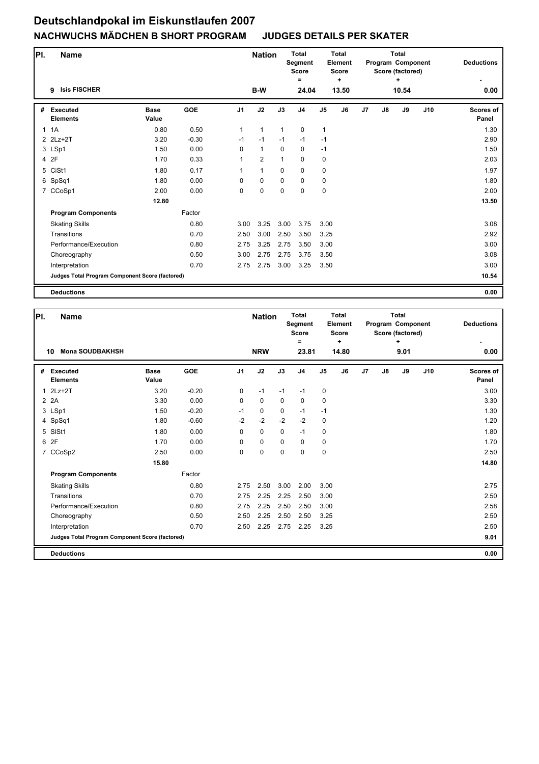# Deutschlandpokal im Eiskunstlaufen 2007

## NACHWUCHS MÄDCHEN B SHORT PROGRAM JUDGES DETAILS PER SKATER

| Pl. | Name | Nation | Total Segment Score = | Total Element Score + | Total Program Component Score (factored) + | Deductions - |
|---|---|---|---|---|---|---|
| 9 | Isis FISCHER | B-W | 24.04 | 13.50 | 10.54 | 0.00 |

| # | Executed Elements | Base Value | GOE | J1 | J2 | J3 | J4 | J5 | J6 | J7 | J8 | J9 | J10 | Scores of Panel |
|---|---|---|---|---|---|---|---|---|---|---|---|---|---|---|
| 1 | 1A | 0.80 | 0.50 | 1 | 1 | 1 | 0 | 1 | | | | | | 1.30 |
| 2 | 2Lz+2T | 3.20 | -0.30 | -1 | -1 | -1 | -1 | -1 | | | | | | 2.90 |
| 3 | LSp1 | 1.50 | 0.00 | 0 | 1 | 0 | 0 | -1 | | | | | | 1.50 |
| 4 | 2F | 1.70 | 0.33 | 1 | 2 | 1 | 0 | 0 | | | | | | 2.03 |
| 5 | CiSt1 | 1.80 | 0.17 | 1 | 1 | 0 | 0 | 0 | | | | | | 1.97 |
| 6 | SpSq1 | 1.80 | 0.00 | 0 | 0 | 0 | 0 | 0 | | | | | | 1.80 |
| 7 | CCoSp1 | 2.00 | 0.00 | 0 | 0 | 0 | 0 | 0 | | | | | | 2.00 |
| | | 12.80 | | | | | | | | | | | | 13.50 |
| | **Program Components** | | Factor | | | | | | | | | | | |
| | Skating Skills | | 0.80 | 3.00 | 3.25 | 3.00 | 3.75 | 3.00 | | | | | | 3.08 |
| | Transitions | | 0.70 | 2.50 | 3.00 | 2.50 | 3.50 | 3.25 | | | | | | 2.92 |
| | Performance/Execution | | 0.80 | 2.75 | 3.25 | 2.75 | 3.50 | 3.00 | | | | | | 3.00 |
| | Choreography | | 0.50 | 3.00 | 2.75 | 2.75 | 3.75 | 3.50 | | | | | | 3.08 |
| | Interpretation | | 0.70 | 2.75 | 2.75 | 3.00 | 3.25 | 3.50 | | | | | | 3.00 |
| | Judges Total Program Component Score (factored) | | | | | | | | | | | | | 10.54 |
| | **Deductions** | | | | | | | | | | | | | 0.00 |

| Pl. | Name | Nation | Total Segment Score = | Total Element Score + | Total Program Component Score (factored) + | Deductions - |
|---|---|---|---|---|---|---|
| 10 | Mona SOUDBAKHSH | NRW | 23.81 | 14.80 | 9.01 | 0.00 |

| # | Executed Elements | Base Value | GOE | J1 | J2 | J3 | J4 | J5 | J6 | J7 | J8 | J9 | J10 | Scores of Panel |
|---|---|---|---|---|---|---|---|---|---|---|---|---|---|---|
| 1 | 2Lz+2T | 3.20 | -0.20 | 0 | -1 | -1 | -1 | 0 | | | | | | 3.00 |
| 2 | 2A | 3.30 | 0.00 | 0 | 0 | 0 | 0 | 0 | | | | | | 3.30 |
| 3 | LSp1 | 1.50 | -0.20 | -1 | 0 | 0 | -1 | -1 | | | | | | 1.30 |
| 4 | SpSq1 | 1.80 | -0.60 | -2 | -2 | -2 | -2 | 0 | | | | | | 1.20 |
| 5 | SlSt1 | 1.80 | 0.00 | 0 | 0 | 0 | -1 | 0 | | | | | | 1.80 |
| 6 | 2F | 1.70 | 0.00 | 0 | 0 | 0 | 0 | 0 | | | | | | 1.70 |
| 7 | CCoSp2 | 2.50 | 0.00 | 0 | 0 | 0 | 0 | 0 | | | | | | 2.50 |
| | | 15.80 | | | | | | | | | | | | 14.80 |
| | **Program Components** | | Factor | | | | | | | | | | | |
| | Skating Skills | | 0.80 | 2.75 | 2.50 | 3.00 | 2.00 | 3.00 | | | | | | 2.75 |
| | Transitions | | 0.70 | 2.75 | 2.25 | 2.25 | 2.50 | 3.00 | | | | | | 2.50 |
| | Performance/Execution | | 0.80 | 2.75 | 2.25 | 2.50 | 2.50 | 3.00 | | | | | | 2.58 |
| | Choreography | | 0.50 | 2.50 | 2.25 | 2.50 | 2.50 | 3.25 | | | | | | 2.50 |
| | Interpretation | | 0.70 | 2.50 | 2.25 | 2.75 | 2.25 | 3.25 | | | | | | 2.50 |
| | Judges Total Program Component Score (factored) | | | | | | | | | | | | | 9.01 |
| | **Deductions** | | | | | | | | | | | | | 0.00 |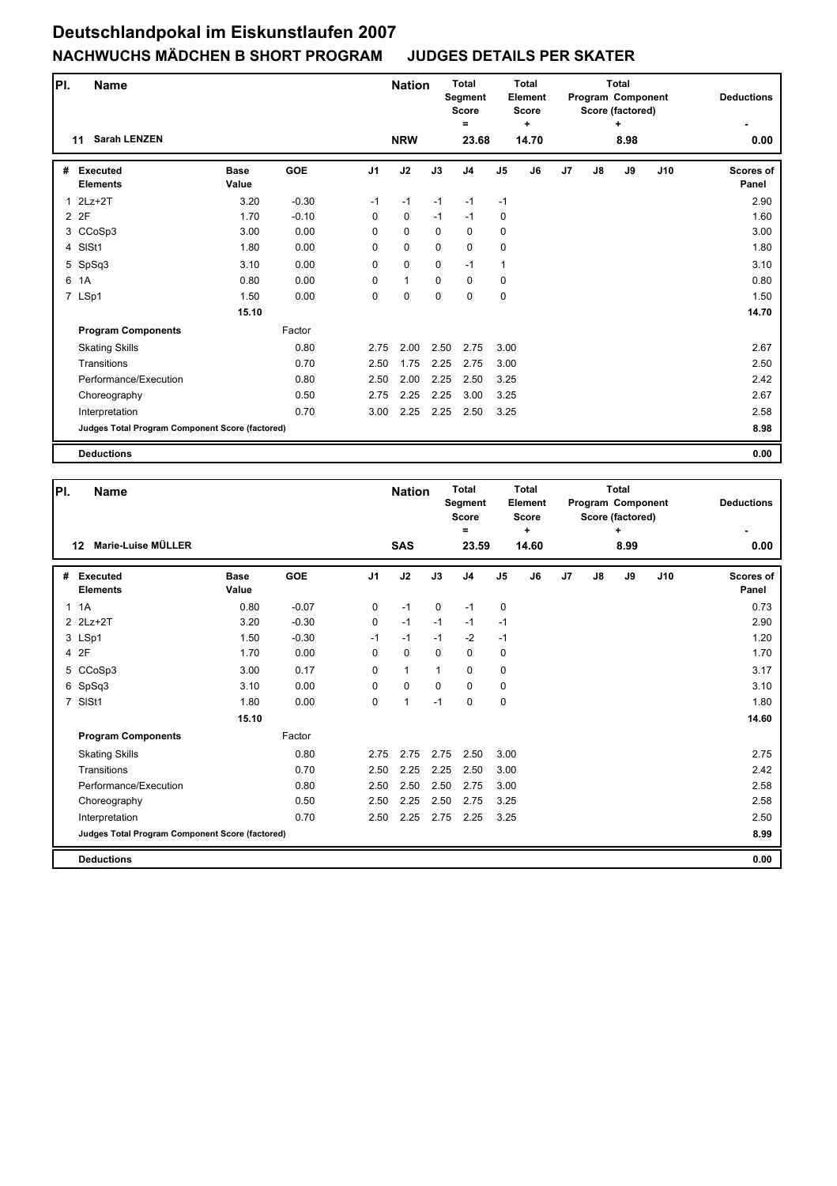# Deutschlandpokal im Eiskunstlaufen 2007

## NACHWUCHS MÄDCHEN B SHORT PROGRAM JUDGES DETAILS PER SKATER

| Pl. | Name | Nation | Total Segment Score = | Total Element Score + | Total Program Component Score (factored) + | Deductions - |
|---|---|---|---|---|---|---|
| 11 | Sarah LENZEN | NRW | 23.68 | 14.70 | 8.98 | 0.00 |

| # | Executed Elements | Base Value | GOE | J1 | J2 | J3 | J4 | J5 | J6 | J7 | J8 | J9 | J10 | Scores of Panel |
|---|---|---|---|---|---|---|---|---|---|---|---|---|---|---|
| 1 | 2Lz+2T | 3.20 | -0.30 | -1 | -1 | -1 | -1 | -1 | | | | | | 2.90 |
| 2 | 2F | 1.70 | -0.10 | 0 | 0 | -1 | -1 | 0 | | | | | | 1.60 |
| 3 | CCoSp3 | 3.00 | 0.00 | 0 | 0 | 0 | 0 | 0 | | | | | | 3.00 |
| 4 | SlSt1 | 1.80 | 0.00 | 0 | 0 | 0 | 0 | 0 | | | | | | 1.80 |
| 5 | SpSq3 | 3.10 | 0.00 | 0 | 0 | 0 | -1 | 1 | | | | | | 3.10 |
| 6 | 1A | 0.80 | 0.00 | 0 | 1 | 0 | 0 | 0 | | | | | | 0.80 |
| 7 | LSp1 | 1.50 | 0.00 | 0 | 0 | 0 | 0 | 0 | | | | | | 1.50 |
| | | 15.10 | | | | | | | | | | | | 14.70 |
| | **Program Components** | | Factor | | | | | | | | | | | |
| | Skating Skills | | 0.80 | 2.75 | 2.00 | 2.50 | 2.75 | 3.00 | | | | | | 2.67 |
| | Transitions | | 0.70 | 2.50 | 1.75 | 2.25 | 2.75 | 3.00 | | | | | | 2.50 |
| | Performance/Execution | | 0.80 | 2.50 | 2.00 | 2.25 | 2.50 | 3.25 | | | | | | 2.42 |
| | Choreography | | 0.50 | 2.75 | 2.25 | 2.25 | 3.00 | 3.25 | | | | | | 2.67 |
| | Interpretation | | 0.70 | 3.00 | 2.25 | 2.25 | 2.50 | 3.25 | | | | | | 2.58 |
| | **Judges Total Program Component Score (factored)** | | | | | | | | | | | | | 8.98 |
| | **Deductions** | | | | | | | | | | | | | 0.00 |

| Pl. | Name | Nation | Total Segment Score = | Total Element Score + | Total Program Component Score (factored) + | Deductions - |
|---|---|---|---|---|---|---|
| 12 | Marie-Luise MÜLLER | SAS | 23.59 | 14.60 | 8.99 | 0.00 |

| # | Executed Elements | Base Value | GOE | J1 | J2 | J3 | J4 | J5 | J6 | J7 | J8 | J9 | J10 | Scores of Panel |
|---|---|---|---|---|---|---|---|---|---|---|---|---|---|---|
| 1 | 1A | 0.80 | -0.07 | 0 | -1 | 0 | -1 | 0 | | | | | | 0.73 |
| 2 | 2Lz+2T | 3.20 | -0.30 | 0 | -1 | -1 | -1 | -1 | | | | | | 2.90 |
| 3 | LSp1 | 1.50 | -0.30 | -1 | -1 | -1 | -2 | -1 | | | | | | 1.20 |
| 4 | 2F | 1.70 | 0.00 | 0 | 0 | 0 | 0 | 0 | | | | | | 1.70 |
| 5 | CCoSp3 | 3.00 | 0.17 | 0 | 1 | 1 | 0 | 0 | | | | | | 3.17 |
| 6 | SpSq3 | 3.10 | 0.00 | 0 | 0 | 0 | 0 | 0 | | | | | | 3.10 |
| 7 | SlSt1 | 1.80 | 0.00 | 0 | 1 | -1 | 0 | 0 | | | | | | 1.80 |
| | | 15.10 | | | | | | | | | | | | 14.60 |
| | **Program Components** | | Factor | | | | | | | | | | | |
| | Skating Skills | | 0.80 | 2.75 | 2.75 | 2.75 | 2.50 | 3.00 | | | | | | 2.75 |
| | Transitions | | 0.70 | 2.50 | 2.25 | 2.25 | 2.50 | 3.00 | | | | | | 2.42 |
| | Performance/Execution | | 0.80 | 2.50 | 2.50 | 2.50 | 2.75 | 3.00 | | | | | | 2.58 |
| | Choreography | | 0.50 | 2.50 | 2.25 | 2.50 | 2.75 | 3.25 | | | | | | 2.58 |
| | Interpretation | | 0.70 | 2.50 | 2.25 | 2.75 | 2.25 | 3.25 | | | | | | 2.50 |
| | **Judges Total Program Component Score (factored)** | | | | | | | | | | | | | 8.99 |
| | **Deductions** | | | | | | | | | | | | | 0.00 |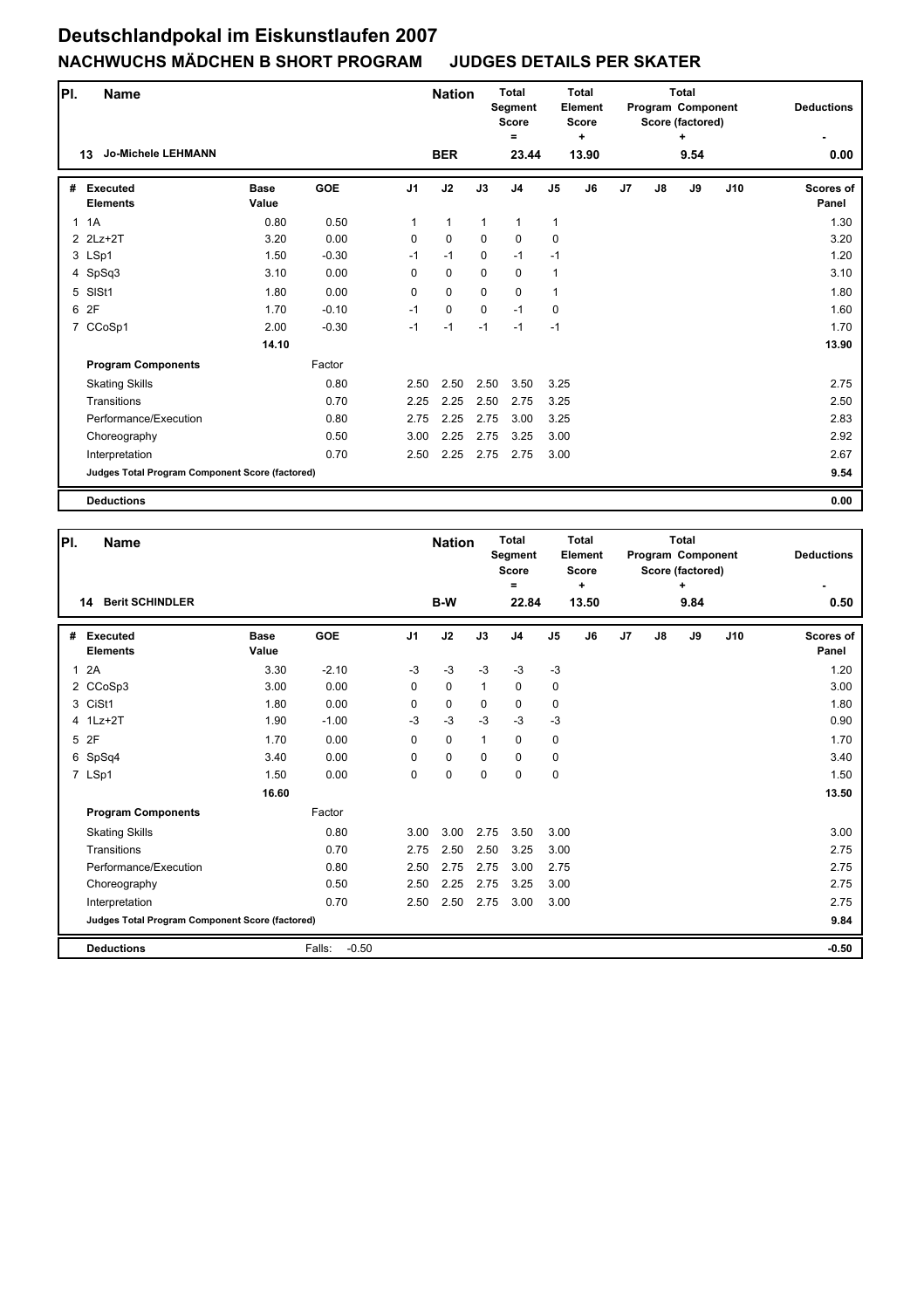# Deutschlandpokal im Eiskunstlaufen 2007

## NACHWUCHS MÄDCHEN B SHORT PROGRAM    JUDGES DETAILS PER SKATER

| Pl. | Name | Nation | Total Segment Score = | Total Element Score + | Total Program Component Score (factored) + | Deductions - |
|---|---|---|---|---|---|---|
| 13 | Jo-Michele LEHMANN | BER | 23.44 | 13.90 | 9.54 | 0.00 |

| # | Executed Elements | Base Value | GOE | J1 | J2 | J3 | J4 | J5 | J6 | J7 | J8 | J9 | J10 | Scores of Panel |
|---|---|---|---|---|---|---|---|---|---|---|---|---|---|---|
| 1 | 1A | 0.80 | 0.50 | 1 | 1 | 1 | 1 | 1 | | | | | | 1.30 |
| 2 | 2Lz+2T | 3.20 | 0.00 | 0 | 0 | 0 | 0 | 0 | | | | | | 3.20 |
| 3 | LSp1 | 1.50 | -0.30 | -1 | -1 | 0 | -1 | -1 | | | | | | 1.20 |
| 4 | SpSq3 | 3.10 | 0.00 | 0 | 0 | 0 | 0 | 1 | | | | | | 3.10 |
| 5 | SlSt1 | 1.80 | 0.00 | 0 | 0 | 0 | 0 | 1 | | | | | | 1.80 |
| 6 | 2F | 1.70 | -0.10 | -1 | 0 | 0 | -1 | 0 | | | | | | 1.60 |
| 7 | CCoSp1 | 2.00 | -0.30 | -1 | -1 | -1 | -1 | -1 | | | | | | 1.70 |
| | | 14.10 | | | | | | | | | | | | 13.90 |
| | **Program Components** | | Factor | | | | | | | | | | | |
| | Skating Skills | | 0.80 | 2.50 | 2.50 | 2.50 | 3.50 | 3.25 | | | | | | 2.75 |
| | Transitions | | 0.70 | 2.25 | 2.25 | 2.50 | 2.75 | 3.25 | | | | | | 2.50 |
| | Performance/Execution | | 0.80 | 2.75 | 2.25 | 2.75 | 3.00 | 3.25 | | | | | | 2.83 |
| | Choreography | | 0.50 | 3.00 | 2.25 | 2.75 | 3.25 | 3.00 | | | | | | 2.92 |
| | Interpretation | | 0.70 | 2.50 | 2.25 | 2.75 | 2.75 | 3.00 | | | | | | 2.67 |
| | **Judges Total Program Component Score (factored)** | | | | | | | | | | | | | 9.54 |
| | **Deductions** | | | | | | | | | | | | | 0.00 |

| Pl. | Name | Nation | Total Segment Score = | Total Element Score + | Total Program Component Score (factored) + | Deductions - |
|---|---|---|---|---|---|---|
| 14 | Berit SCHINDLER | B-W | 22.84 | 13.50 | 9.84 | 0.50 |

| # | Executed Elements | Base Value | GOE | J1 | J2 | J3 | J4 | J5 | J6 | J7 | J8 | J9 | J10 | Scores of Panel |
|---|---|---|---|---|---|---|---|---|---|---|---|---|---|---|
| 1 | 2A | 3.30 | -2.10 | -3 | -3 | -3 | -3 | -3 | | | | | | 1.20 |
| 2 | CCoSp3 | 3.00 | 0.00 | 0 | 0 | 1 | 0 | 0 | | | | | | 3.00 |
| 3 | CiSt1 | 1.80 | 0.00 | 0 | 0 | 0 | 0 | 0 | | | | | | 1.80 |
| 4 | 1Lz+2T | 1.90 | -1.00 | -3 | -3 | -3 | -3 | -3 | | | | | | 0.90 |
| 5 | 2F | 1.70 | 0.00 | 0 | 0 | 1 | 0 | 0 | | | | | | 1.70 |
| 6 | SpSq4 | 3.40 | 0.00 | 0 | 0 | 0 | 0 | 0 | | | | | | 3.40 |
| 7 | LSp1 | 1.50 | 0.00 | 0 | 0 | 0 | 0 | 0 | | | | | | 1.50 |
| | | 16.60 | | | | | | | | | | | | 13.50 |
| | **Program Components** | | Factor | | | | | | | | | | | |
| | Skating Skills | | 0.80 | 3.00 | 3.00 | 2.75 | 3.50 | 3.00 | | | | | | 3.00 |
| | Transitions | | 0.70 | 2.75 | 2.50 | 2.50 | 3.25 | 3.00 | | | | | | 2.75 |
| | Performance/Execution | | 0.80 | 2.50 | 2.75 | 2.75 | 3.00 | 2.75 | | | | | | 2.75 |
| | Choreography | | 0.50 | 2.50 | 2.25 | 2.75 | 3.25 | 3.00 | | | | | | 2.75 |
| | Interpretation | | 0.70 | 2.50 | 2.50 | 2.75 | 3.00 | 3.00 | | | | | | 2.75 |
| | **Judges Total Program Component Score (factored)** | | | | | | | | | | | | | 9.84 |
| | **Deductions** | Falls: | -0.50 | | | | | | | | | | | -0.50 |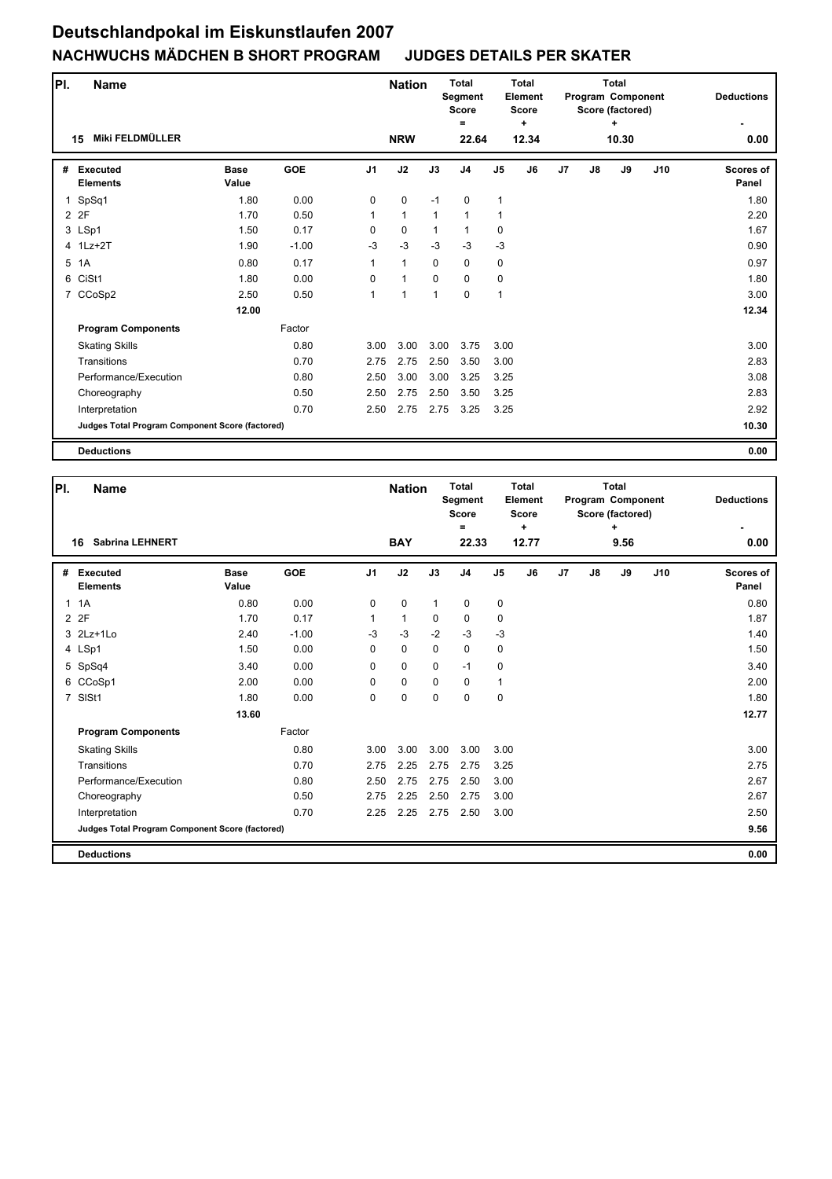# Deutschlandpokal im Eiskunstlaufen 2007

## NACHWUCHS MÄDCHEN B SHORT PROGRAM JUDGES DETAILS PER SKATER

| Pl. | Name | Nation | Total Segment Score = | Total Element Score + | Total Program Component Score (factored) + | Deductions - |
|---|---|---|---|---|---|---|
| 15 | Miki FELDMÜLLER | NRW | 22.64 | 12.34 | 10.30 | 0.00 |

| # | Executed Elements | Base Value | GOE | J1 | J2 | J3 | J4 | J5 | J6 | J7 | J8 | J9 | J10 | Scores of Panel |
|---|---|---|---|---|---|---|---|---|---|---|---|---|---|---|
| 1 | SpSq1 | 1.80 | 0.00 | 0 | 0 | -1 | 0 | 1 | | | | | | 1.80 |
| 2 | 2F | 1.70 | 0.50 | 1 | 1 | 1 | 1 | 1 | | | | | | 2.20 |
| 3 | LSp1 | 1.50 | 0.17 | 0 | 0 | 1 | 1 | 0 | | | | | | 1.67 |
| 4 | 1Lz+2T | 1.90 | -1.00 | -3 | -3 | -3 | -3 | -3 | | | | | | 0.90 |
| 5 | 1A | 0.80 | 0.17 | 1 | 1 | 0 | 0 | 0 | | | | | | 0.97 |
| 6 | CiSt1 | 1.80 | 0.00 | 0 | 1 | 0 | 0 | 0 | | | | | | 1.80 |
| 7 | CCoSp2 | 2.50 | 0.50 | 1 | 1 | 1 | 0 | 1 | | | | | | 3.00 |
| | | 12.00 | | | | | | | | | | | | 12.34 |
| | **Program Components** | | Factor | | | | | | | | | | | |
| | Skating Skills | | 0.80 | 3.00 | 3.00 | 3.00 | 3.75 | 3.00 | | | | | | 3.00 |
| | Transitions | | 0.70 | 2.75 | 2.75 | 2.50 | 3.50 | 3.00 | | | | | | 2.83 |
| | Performance/Execution | | 0.80 | 2.50 | 3.00 | 3.00 | 3.25 | 3.25 | | | | | | 3.08 |
| | Choreography | | 0.50 | 2.50 | 2.75 | 2.50 | 3.50 | 3.25 | | | | | | 2.83 |
| | Interpretation | | 0.70 | 2.50 | 2.75 | 2.75 | 3.25 | 3.25 | | | | | | 2.92 |
| | **Judges Total Program Component Score (factored)** | | | | | | | | | | | | | 10.30 |
| | **Deductions** | | | | | | | | | | | | | 0.00 |

| Pl. | Name | Nation | Total Segment Score = | Total Element Score + | Total Program Component Score (factored) + | Deductions - |
|---|---|---|---|---|---|---|
| 16 | Sabrina LEHNERT | BAY | 22.33 | 12.77 | 9.56 | 0.00 |

| # | Executed Elements | Base Value | GOE | J1 | J2 | J3 | J4 | J5 | J6 | J7 | J8 | J9 | J10 | Scores of Panel |
|---|---|---|---|---|---|---|---|---|---|---|---|---|---|---|
| 1 | 1A | 0.80 | 0.00 | 0 | 0 | 1 | 0 | 0 | | | | | | 0.80 |
| 2 | 2F | 1.70 | 0.17 | 1 | 1 | 0 | 0 | 0 | | | | | | 1.87 |
| 3 | 2Lz+1Lo | 2.40 | -1.00 | -3 | -3 | -2 | -3 | -3 | | | | | | 1.40 |
| 4 | LSp1 | 1.50 | 0.00 | 0 | 0 | 0 | 0 | 0 | | | | | | 1.50 |
| 5 | SpSq4 | 3.40 | 0.00 | 0 | 0 | 0 | -1 | 0 | | | | | | 3.40 |
| 6 | CCoSp1 | 2.00 | 0.00 | 0 | 0 | 0 | 0 | 1 | | | | | | 2.00 |
| 7 | SlSt1 | 1.80 | 0.00 | 0 | 0 | 0 | 0 | 0 | | | | | | 1.80 |
| | | 13.60 | | | | | | | | | | | | 12.77 |
| | **Program Components** | | Factor | | | | | | | | | | | |
| | Skating Skills | | 0.80 | 3.00 | 3.00 | 3.00 | 3.00 | 3.00 | | | | | | 3.00 |
| | Transitions | | 0.70 | 2.75 | 2.25 | 2.75 | 2.75 | 3.25 | | | | | | 2.75 |
| | Performance/Execution | | 0.80 | 2.50 | 2.75 | 2.75 | 2.50 | 3.00 | | | | | | 2.67 |
| | Choreography | | 0.50 | 2.75 | 2.25 | 2.50 | 2.75 | 3.00 | | | | | | 2.67 |
| | Interpretation | | 0.70 | 2.25 | 2.25 | 2.75 | 2.50 | 3.00 | | | | | | 2.50 |
| | **Judges Total Program Component Score (factored)** | | | | | | | | | | | | | 9.56 |
| | **Deductions** | | | | | | | | | | | | | 0.00 |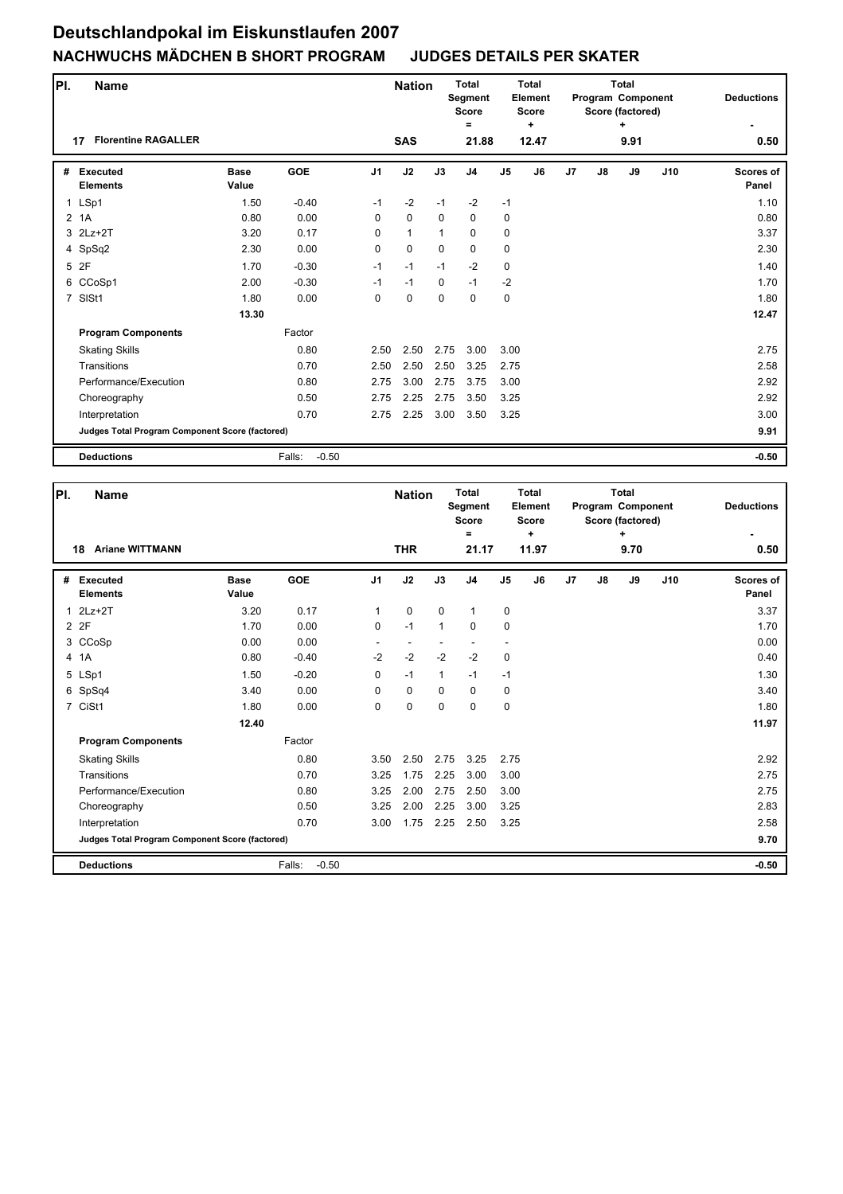# Deutschlandpokal im Eiskunstlaufen 2007

## NACHWUCHS MÄDCHEN B SHORT PROGRAM JUDGES DETAILS PER SKATER

| Pl. | Name | Nation | Total Segment Score = | Total Element Score + | Total Program Component Score (factored) + | Deductions - |
|---|---|---|---|---|---|---|
| 17 | Florentine RAGALLER | SAS | 21.88 | 12.47 | 9.91 | 0.50 |

| # | Executed Elements | Base Value | GOE | J1 | J2 | J3 | J4 | J5 | J6 | J7 | J8 | J9 | J10 | Scores of Panel |
|---|---|---|---|---|---|---|---|---|---|---|---|---|---|---|
| 1 | LSp1 | 1.50 | -0.40 | -1 | -2 | -1 | -2 | -1 | | | | | | 1.10 |
| 2 | 1A | 0.80 | 0.00 | 0 | 0 | 0 | 0 | 0 | | | | | | 0.80 |
| 3 | 2Lz+2T | 3.20 | 0.17 | 0 | 1 | 1 | 0 | 0 | | | | | | 3.37 |
| 4 | SpSq2 | 2.30 | 0.00 | 0 | 0 | 0 | 0 | 0 | | | | | | 2.30 |
| 5 | 2F | 1.70 | -0.30 | -1 | -1 | -1 | -2 | 0 | | | | | | 1.40 |
| 6 | CCoSp1 | 2.00 | -0.30 | -1 | -1 | 0 | -1 | -2 | | | | | | 1.70 |
| 7 | SlSt1 | 1.80 | 0.00 | 0 | 0 | 0 | 0 | 0 | | | | | | 1.80 |
| | | 13.30 | | | | | | | | | | | | 12.47 |
| | **Program Components** | | Factor | | | | | | | | | | | |
| | Skating Skills | | 0.80 | 2.50 | 2.50 | 2.75 | 3.00 | 3.00 | | | | | | 2.75 |
| | Transitions | | 0.70 | 2.50 | 2.50 | 2.50 | 3.25 | 2.75 | | | | | | 2.58 |
| | Performance/Execution | | 0.80 | 2.75 | 3.00 | 2.75 | 3.75 | 3.00 | | | | | | 2.92 |
| | Choreography | | 0.50 | 2.75 | 2.25 | 2.75 | 3.50 | 3.25 | | | | | | 2.92 |
| | Interpretation | | 0.70 | 2.75 | 2.25 | 3.00 | 3.50 | 3.25 | | | | | | 3.00 |
| | **Judges Total Program Component Score (factored)** | | | | | | | | | | | | | 9.91 |
| | **Deductions** | | Falls: -0.50 | | | | | | | | | | | -0.50 |

| Pl. | Name | Nation | Total Segment Score = | Total Element Score + | Total Program Component Score (factored) + | Deductions - |
|---|---|---|---|---|---|---|
| 18 | Ariane WITTMANN | THR | 21.17 | 11.97 | 9.70 | 0.50 |

| # | Executed Elements | Base Value | GOE | J1 | J2 | J3 | J4 | J5 | J6 | J7 | J8 | J9 | J10 | Scores of Panel |
|---|---|---|---|---|---|---|---|---|---|---|---|---|---|---|
| 1 | 2Lz+2T | 3.20 | 0.17 | 1 | 0 | 0 | 1 | 0 | | | | | | 3.37 |
| 2 | 2F | 1.70 | 0.00 | 0 | -1 | 1 | 0 | 0 | | | | | | 1.70 |
| 3 | CCoSp | 0.00 | 0.00 | - | - | - | - | - | | | | | | 0.00 |
| 4 | 1A | 0.80 | -0.40 | -2 | -2 | -2 | -2 | 0 | | | | | | 0.40 |
| 5 | LSp1 | 1.50 | -0.20 | 0 | -1 | 1 | -1 | -1 | | | | | | 1.30 |
| 6 | SpSq4 | 3.40 | 0.00 | 0 | 0 | 0 | 0 | 0 | | | | | | 3.40 |
| 7 | CiSt1 | 1.80 | 0.00 | 0 | 0 | 0 | 0 | 0 | | | | | | 1.80 |
| | | 12.40 | | | | | | | | | | | | 11.97 |
| | **Program Components** | | Factor | | | | | | | | | | | |
| | Skating Skills | | 0.80 | 3.50 | 2.50 | 2.75 | 3.25 | 2.75 | | | | | | 2.92 |
| | Transitions | | 0.70 | 3.25 | 1.75 | 2.25 | 3.00 | 3.00 | | | | | | 2.75 |
| | Performance/Execution | | 0.80 | 3.25 | 2.00 | 2.75 | 2.50 | 3.00 | | | | | | 2.75 |
| | Choreography | | 0.50 | 3.25 | 2.00 | 2.25 | 3.00 | 3.25 | | | | | | 2.83 |
| | Interpretation | | 0.70 | 3.00 | 1.75 | 2.25 | 2.50 | 3.25 | | | | | | 2.58 |
| | **Judges Total Program Component Score (factored)** | | | | | | | | | | | | | 9.70 |
| | **Deductions** | | Falls: -0.50 | | | | | | | | | | | -0.50 |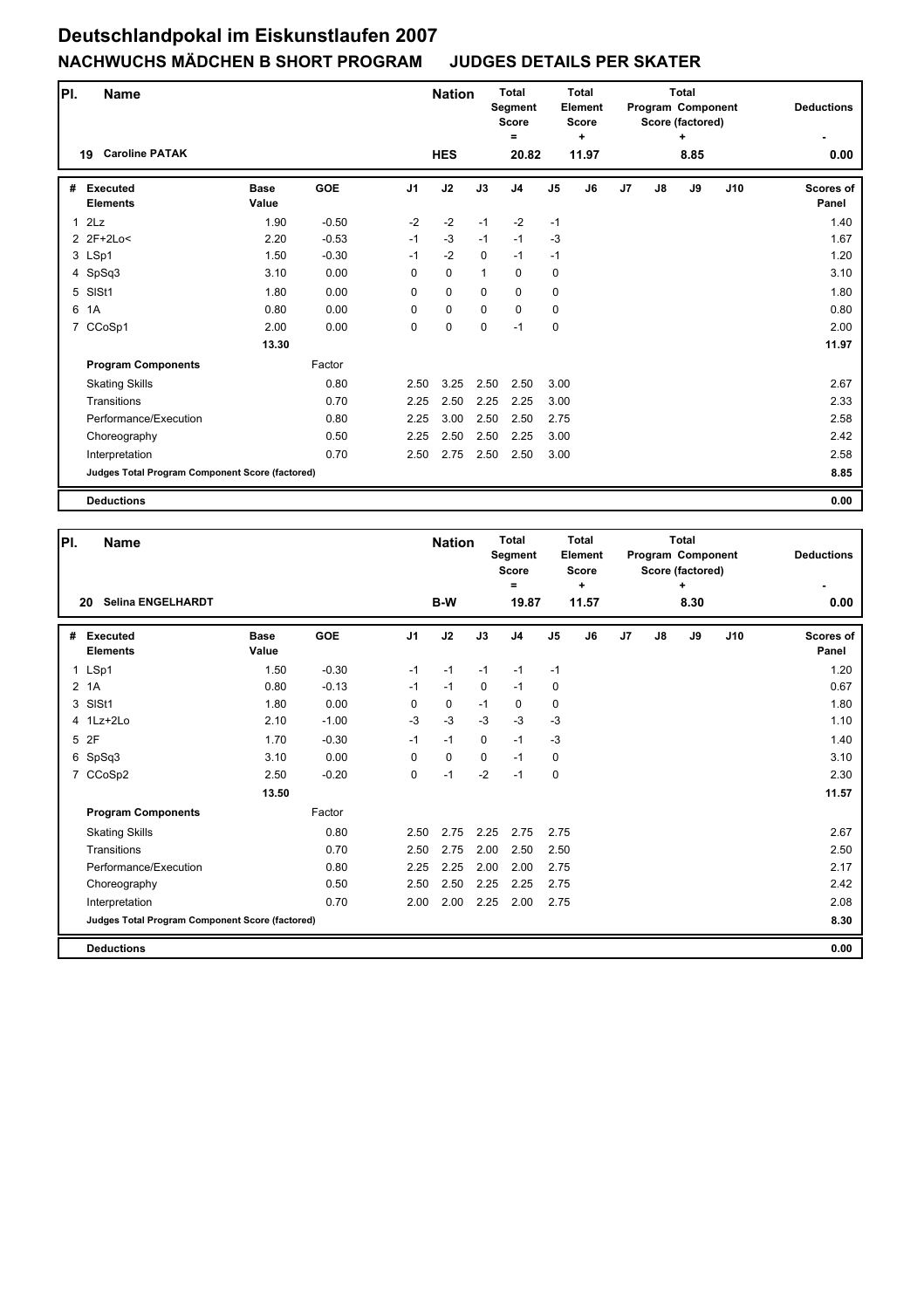# Deutschlandpokal im Eiskunstlaufen 2007

## NACHWUCHS MÄDCHEN B SHORT PROGRAM JUDGES DETAILS PER SKATER

| Pl. | Name | Nation | Total Segment Score = | Total Element Score + | Total Program Component Score (factored) + | Deductions - |
|---|---|---|---|---|---|---|
| 19 | Caroline PATAK | HES | 20.82 | 11.97 | 8.85 | 0.00 |

| # | Executed Elements | Base Value | GOE | J1 | J2 | J3 | J4 | J5 | J6 | J7 | J8 | J9 | J10 | Scores of Panel |
|---|---|---|---|---|---|---|---|---|---|---|---|---|---|---|
| 1 | 2Lz | 1.90 | -0.50 | -2 | -2 | -1 | -2 | -1 | | | | | | 1.40 |
| 2 | 2F+2Lo< | 2.20 | -0.53 | -1 | -3 | -1 | -1 | -3 | | | | | | 1.67 |
| 3 | LSp1 | 1.50 | -0.30 | -1 | -2 | 0 | -1 | -1 | | | | | | 1.20 |
| 4 | SpSq3 | 3.10 | 0.00 | 0 | 0 | 1 | 0 | 0 | | | | | | 3.10 |
| 5 | SlSt1 | 1.80 | 0.00 | 0 | 0 | 0 | 0 | 0 | | | | | | 1.80 |
| 6 | 1A | 0.80 | 0.00 | 0 | 0 | 0 | 0 | 0 | | | | | | 0.80 |
| 7 | CCoSp1 | 2.00 | 0.00 | 0 | 0 | 0 | -1 | 0 | | | | | | 2.00 |
| | | 13.30 | | | | | | | | | | | | 11.97 |
| | **Program Components** | | Factor | | | | | | | | | | | |
| | Skating Skills | | 0.80 | 2.50 | 3.25 | 2.50 | 2.50 | 3.00 | | | | | | 2.67 |
| | Transitions | | 0.70 | 2.25 | 2.50 | 2.25 | 2.25 | 3.00 | | | | | | 2.33 |
| | Performance/Execution | | 0.80 | 2.25 | 3.00 | 2.50 | 2.50 | 2.75 | | | | | | 2.58 |
| | Choreography | | 0.50 | 2.25 | 2.50 | 2.50 | 2.25 | 3.00 | | | | | | 2.42 |
| | Interpretation | | 0.70 | 2.50 | 2.75 | 2.50 | 2.50 | 3.00 | | | | | | 2.58 |
| | **Judges Total Program Component Score (factored)** | | | | | | | | | | | | | 8.85 |
| | **Deductions** | | | | | | | | | | | | | 0.00 |

| Pl. | Name | Nation | Total Segment Score = | Total Element Score + | Total Program Component Score (factored) + | Deductions - |
|---|---|---|---|---|---|---|
| 20 | Selina ENGELHARDT | B-W | 19.87 | 11.57 | 8.30 | 0.00 |

| # | Executed Elements | Base Value | GOE | J1 | J2 | J3 | J4 | J5 | J6 | J7 | J8 | J9 | J10 | Scores of Panel |
|---|---|---|---|---|---|---|---|---|---|---|---|---|---|---|
| 1 | LSp1 | 1.50 | -0.30 | -1 | -1 | -1 | -1 | -1 | | | | | | 1.20 |
| 2 | 1A | 0.80 | -0.13 | -1 | -1 | 0 | -1 | 0 | | | | | | 0.67 |
| 3 | SlSt1 | 1.80 | 0.00 | 0 | 0 | -1 | 0 | 0 | | | | | | 1.80 |
| 4 | 1Lz+2Lo | 2.10 | -1.00 | -3 | -3 | -3 | -3 | -3 | | | | | | 1.10 |
| 5 | 2F | 1.70 | -0.30 | -1 | -1 | 0 | -1 | -3 | | | | | | 1.40 |
| 6 | SpSq3 | 3.10 | 0.00 | 0 | 0 | 0 | -1 | 0 | | | | | | 3.10 |
| 7 | CCoSp2 | 2.50 | -0.20 | 0 | -1 | -2 | -1 | 0 | | | | | | 2.30 |
| | | 13.50 | | | | | | | | | | | | 11.57 |
| | **Program Components** | | Factor | | | | | | | | | | | |
| | Skating Skills | | 0.80 | 2.50 | 2.75 | 2.25 | 2.75 | 2.75 | | | | | | 2.67 |
| | Transitions | | 0.70 | 2.50 | 2.75 | 2.00 | 2.50 | 2.50 | | | | | | 2.50 |
| | Performance/Execution | | 0.80 | 2.25 | 2.25 | 2.00 | 2.00 | 2.75 | | | | | | 2.17 |
| | Choreography | | 0.50 | 2.50 | 2.50 | 2.25 | 2.25 | 2.75 | | | | | | 2.42 |
| | Interpretation | | 0.70 | 2.00 | 2.00 | 2.25 | 2.00 | 2.75 | | | | | | 2.08 |
| | **Judges Total Program Component Score (factored)** | | | | | | | | | | | | | 8.30 |
| | **Deductions** | | | | | | | | | | | | | 0.00 |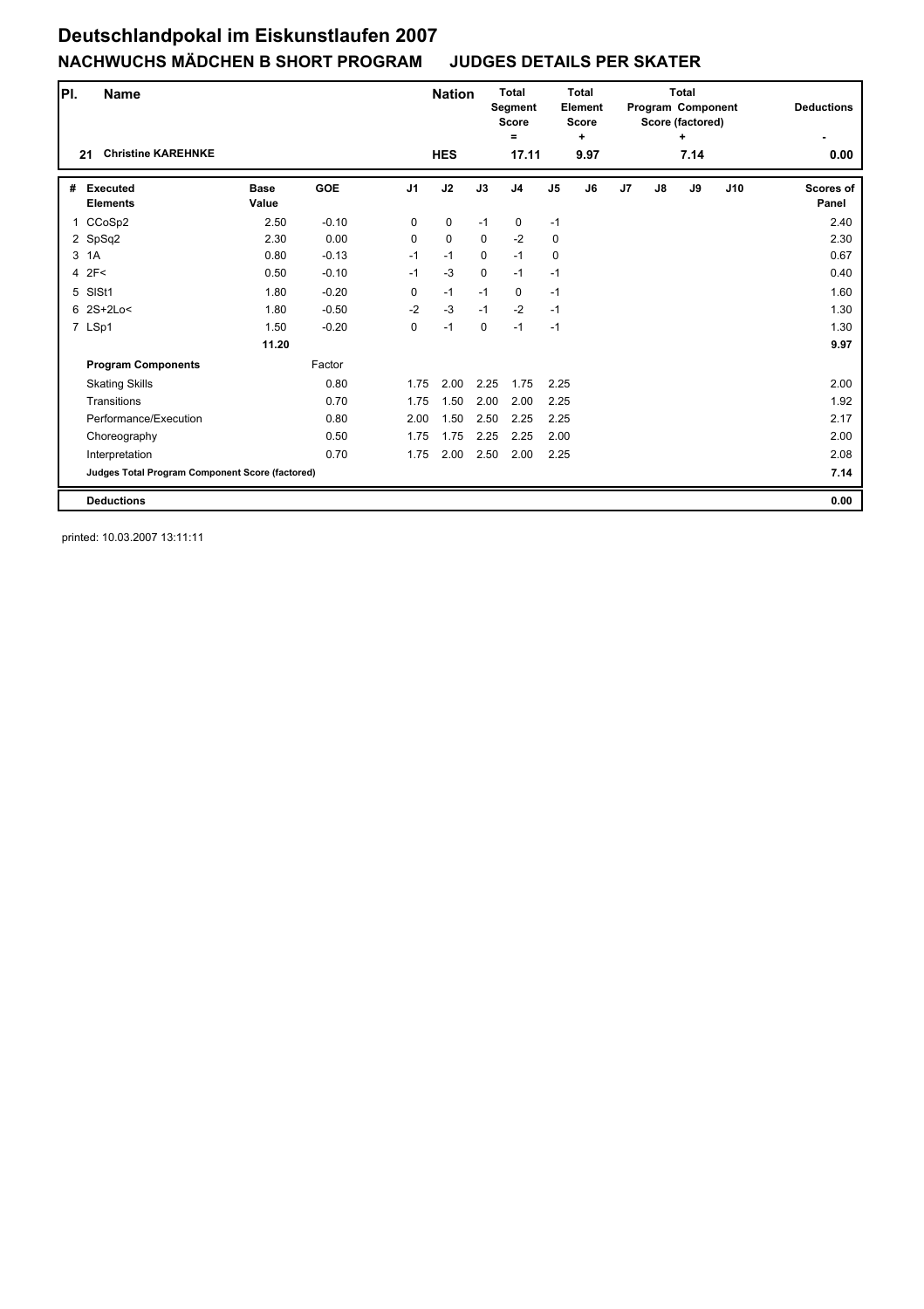# Deutschlandpokal im Eiskunstlaufen 2007

## NACHWUCHS MÄDCHEN B SHORT PROGRAM JUDGES DETAILS PER SKATER

| Pl. | Name | Nation | Total Segment Score = | Total Element Score + | Total Program Component Score (factored) + | Deductions - |
|---|---|---|---|---|---|---|
| 21 | Christine KAREHNKE | HES | 17.11 | 9.97 | 7.14 | 0.00 |

| # | Executed Elements | Base Value | GOE | J1 | J2 | J3 | J4 | J5 | J6 | J7 | J8 | J9 | J10 | Scores of Panel |
|---|---|---|---|---|---|---|---|---|---|---|---|---|---|---|
| 1 | CCoSp2 | 2.50 | -0.10 | 0 | 0 | -1 | 0 | -1 | | | | | | 2.40 |
| 2 | SpSq2 | 2.30 | 0.00 | 0 | 0 | 0 | -2 | 0 | | | | | | 2.30 |
| 3 | 1A | 0.80 | -0.13 | -1 | -1 | 0 | -1 | 0 | | | | | | 0.67 |
| 4 | 2F< | 0.50 | -0.10 | -1 | -3 | 0 | -1 | -1 | | | | | | 0.40 |
| 5 | SlSt1 | 1.80 | -0.20 | 0 | -1 | -1 | 0 | -1 | | | | | | 1.60 |
| 6 | 2S+2Lo< | 1.80 | -0.50 | -2 | -3 | -1 | -2 | -1 | | | | | | 1.30 |
| 7 | LSp1 | 1.50 | -0.20 | 0 | -1 | 0 | -1 | -1 | | | | | | 1.30 |
| | | 11.20 | | | | | | | | | | | | 9.97 |
| | **Program Components** | | Factor | | | | | | | | | | | |
| | Skating Skills | | 0.80 | 1.75 | 2.00 | 2.25 | 1.75 | 2.25 | | | | | | 2.00 |
| | Transitions | | 0.70 | 1.75 | 1.50 | 2.00 | 2.00 | 2.25 | | | | | | 1.92 |
| | Performance/Execution | | 0.80 | 2.00 | 1.50 | 2.50 | 2.25 | 2.25 | | | | | | 2.17 |
| | Choreography | | 0.50 | 1.75 | 1.75 | 2.25 | 2.25 | 2.00 | | | | | | 2.00 |
| | Interpretation | | 0.70 | 1.75 | 2.00 | 2.50 | 2.00 | 2.25 | | | | | | 2.08 |
| | **Judges Total Program Component Score (factored)** | | | | | | | | | | | | | 7.14 |
| | **Deductions** | | | | | | | | | | | | | 0.00 |

printed: 10.03.2007 13:11:11